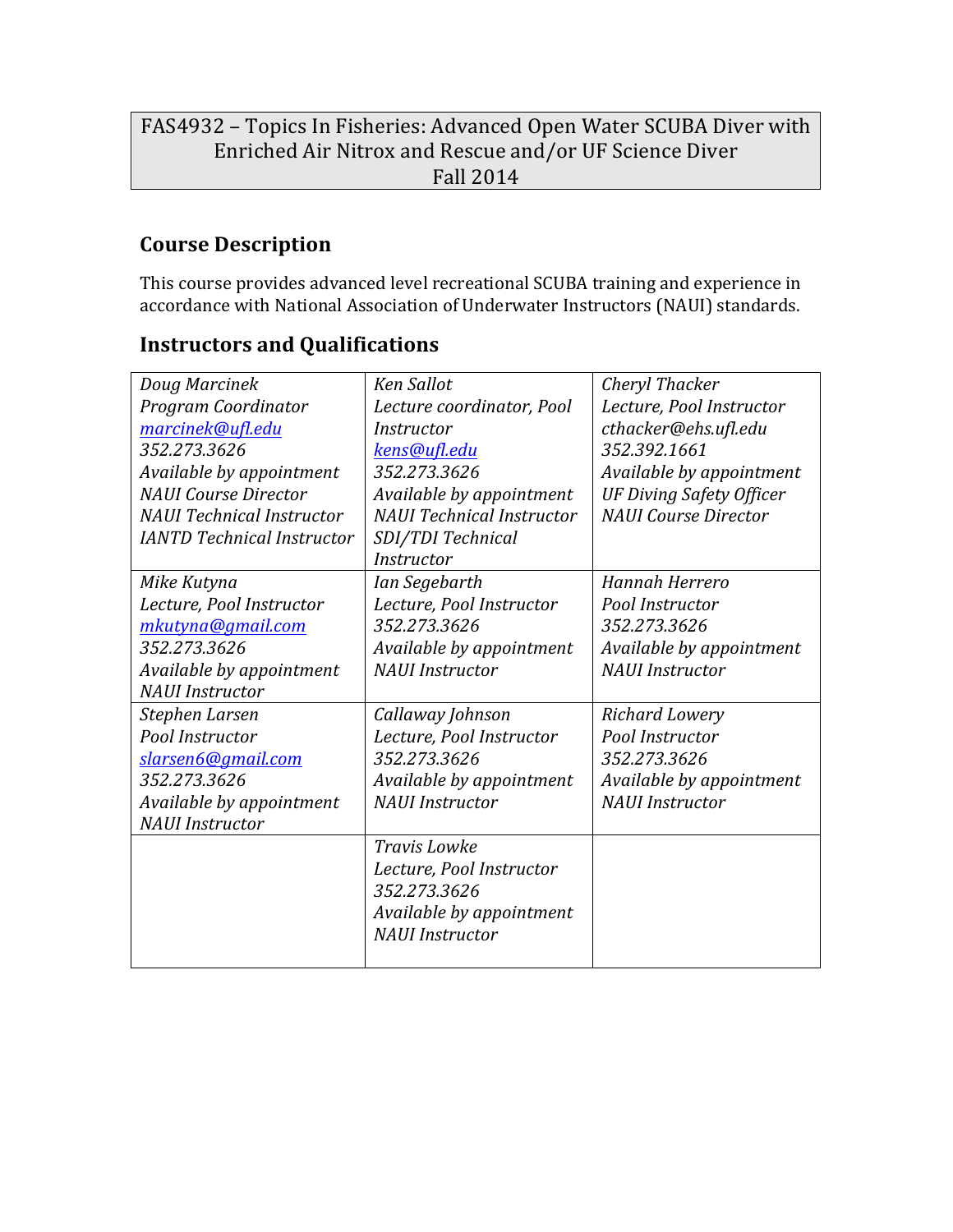# FAS4932 – Topics In Fisheries: Advanced Open Water SCUBA Diver with Enriched Air Nitrox and Rescue and/or UF Science Diver
Fall 2014

## Course Description

This course provides advanced level recreational SCUBA training and experience in accordance with National Association of Underwater Instructors (NAUI) standards.

## Instructors and Qualifications

| | | |
|---|---|---|
| *Doug Marcinek*<br>*Program Coordinator*<br>*marcinek@ufl.edu*<br>*352.273.3626*<br>*Available by appointment*<br>*NAUI Course Director*<br>*NAUI Technical Instructor*<br>*IANTD Technical Instructor* | *Ken Sallot*<br>*Lecture coordinator, Pool Instructor*<br>*kens@ufl.edu*<br>*352.273.3626*<br>*Available by appointment*<br>*NAUI Technical Instructor*<br>*SDI/TDI Technical Instructor* | *Cheryl Thacker*<br>*Lecture, Pool Instructor*<br>*cthacker@ehs.ufl.edu*<br>*352.392.1661*<br>*Available by appointment*<br>*UF Diving Safety Officer*<br>*NAUI Course Director* |
| *Mike Kutyna*<br>*Lecture, Pool Instructor*<br>*mkutyna@gmail.com*<br>*352.273.3626*<br>*Available by appointment*<br>*NAUI Instructor* | *Ian Segebarth*<br>*Lecture, Pool Instructor*<br>*352.273.3626*<br>*Available by appointment*<br>*NAUI Instructor* | *Hannah Herrero*<br>*Pool Instructor*<br>*352.273.3626*<br>*Available by appointment*<br>*NAUI Instructor* |
| *Stephen Larsen*<br>*Pool Instructor*<br>*slarsen6@gmail.com*<br>*352.273.3626*<br>*Available by appointment*<br>*NAUI Instructor* | *Callaway Johnson*<br>*Lecture, Pool Instructor*<br>*352.273.3626*<br>*Available by appointment*<br>*NAUI Instructor* | *Richard Lowery*<br>*Pool Instructor*<br>*352.273.3626*<br>*Available by appointment*<br>*NAUI Instructor* |
| | *Travis Lowke*<br>*Lecture, Pool Instructor*<br>*352.273.3626*<br>*Available by appointment*<br>*NAUI Instructor* | |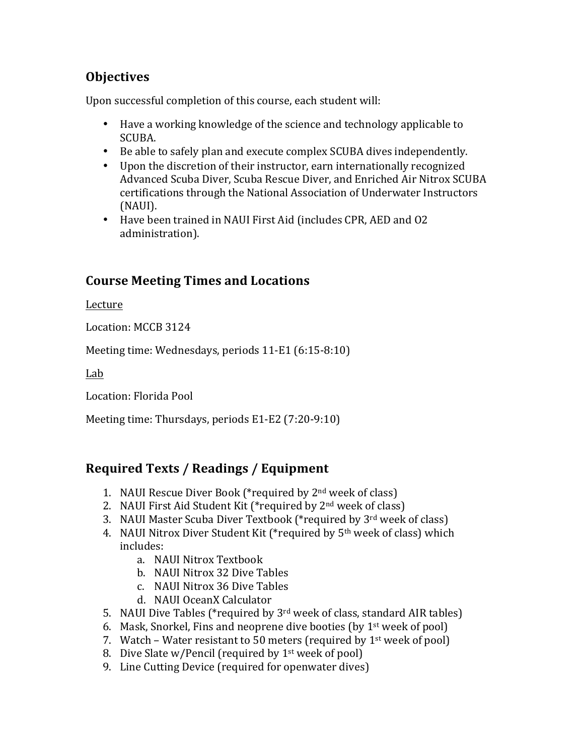## Objectives

Upon successful completion of this course, each student will:

- Have a working knowledge of the science and technology applicable to SCUBA.
- Be able to safely plan and execute complex SCUBA dives independently.
- Upon the discretion of their instructor, earn internationally recognized Advanced Scuba Diver, Scuba Rescue Diver, and Enriched Air Nitrox SCUBA certifications through the National Association of Underwater Instructors (NAUI).
- Have been trained in NAUI First Aid (includes CPR, AED and O2 administration).

## Course Meeting Times and Locations

<u>Lecture</u>

Location: MCCB 3124

Meeting time: Wednesdays, periods 11-E1 (6:15-8:10)

<u>Lab</u>

Location: Florida Pool

Meeting time: Thursdays, periods E1-E2 (7:20-9:10)

## Required Texts / Readings / Equipment

1. NAUI Rescue Diver Book (*required by 2nd week of class)
2. NAUI First Aid Student Kit (*required by 2nd week of class)
3. NAUI Master Scuba Diver Textbook (*required by 3rd week of class)
4. NAUI Nitrox Diver Student Kit (*required by 5th week of class) which includes:
   a. NAUI Nitrox Textbook
   b. NAUI Nitrox 32 Dive Tables
   c. NAUI Nitrox 36 Dive Tables
   d. NAUI OceanX Calculator
5. NAUI Dive Tables (*required by 3rd week of class, standard AIR tables)
6. Mask, Snorkel, Fins and neoprene dive booties (by 1st week of pool)
7. Watch – Water resistant to 50 meters (required by 1st week of pool)
8. Dive Slate w/Pencil (required by 1st week of pool)
9. Line Cutting Device (required for openwater dives)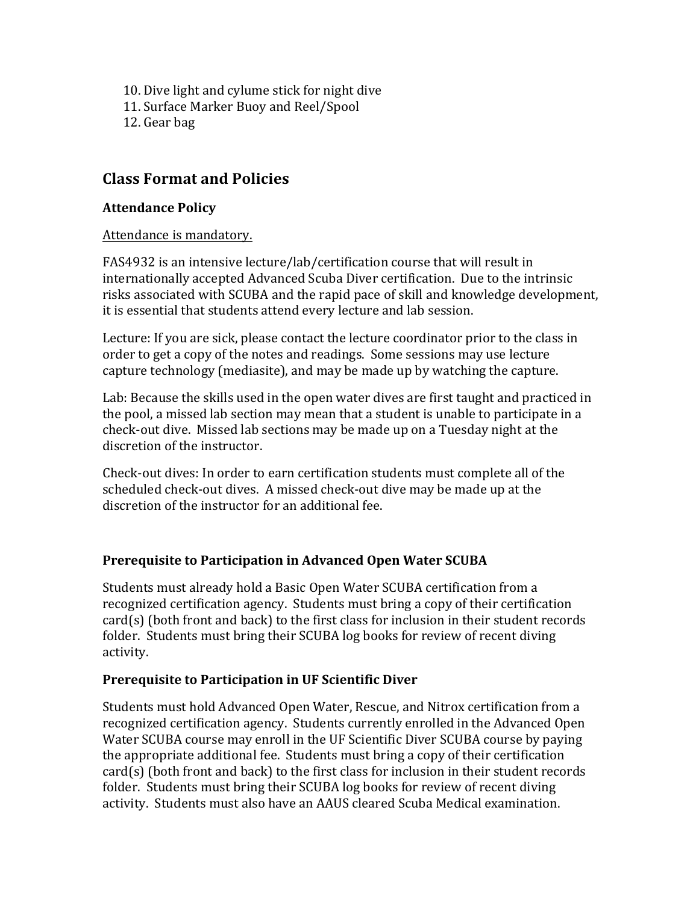10. Dive light and cylume stick for night dive
11. Surface Marker Buoy and Reel/Spool
12. Gear bag

## Class Format and Policies

### Attendance Policy

Attendance is mandatory.

FAS4932 is an intensive lecture/lab/certification course that will result in internationally accepted Advanced Scuba Diver certification. Due to the intrinsic risks associated with SCUBA and the rapid pace of skill and knowledge development, it is essential that students attend every lecture and lab session.

Lecture: If you are sick, please contact the lecture coordinator prior to the class in order to get a copy of the notes and readings. Some sessions may use lecture capture technology (mediasite), and may be made up by watching the capture.

Lab: Because the skills used in the open water dives are first taught and practiced in the pool, a missed lab section may mean that a student is unable to participate in a check-out dive. Missed lab sections may be made up on a Tuesday night at the discretion of the instructor.

Check-out dives: In order to earn certification students must complete all of the scheduled check-out dives. A missed check-out dive may be made up at the discretion of the instructor for an additional fee.

### Prerequisite to Participation in Advanced Open Water SCUBA

Students must already hold a Basic Open Water SCUBA certification from a recognized certification agency. Students must bring a copy of their certification card(s) (both front and back) to the first class for inclusion in their student records folder. Students must bring their SCUBA log books for review of recent diving activity.

### Prerequisite to Participation in UF Scientific Diver

Students must hold Advanced Open Water, Rescue, and Nitrox certification from a recognized certification agency. Students currently enrolled in the Advanced Open Water SCUBA course may enroll in the UF Scientific Diver SCUBA course by paying the appropriate additional fee. Students must bring a copy of their certification card(s) (both front and back) to the first class for inclusion in their student records folder. Students must bring their SCUBA log books for review of recent diving activity. Students must also have an AAUS cleared Scuba Medical examination.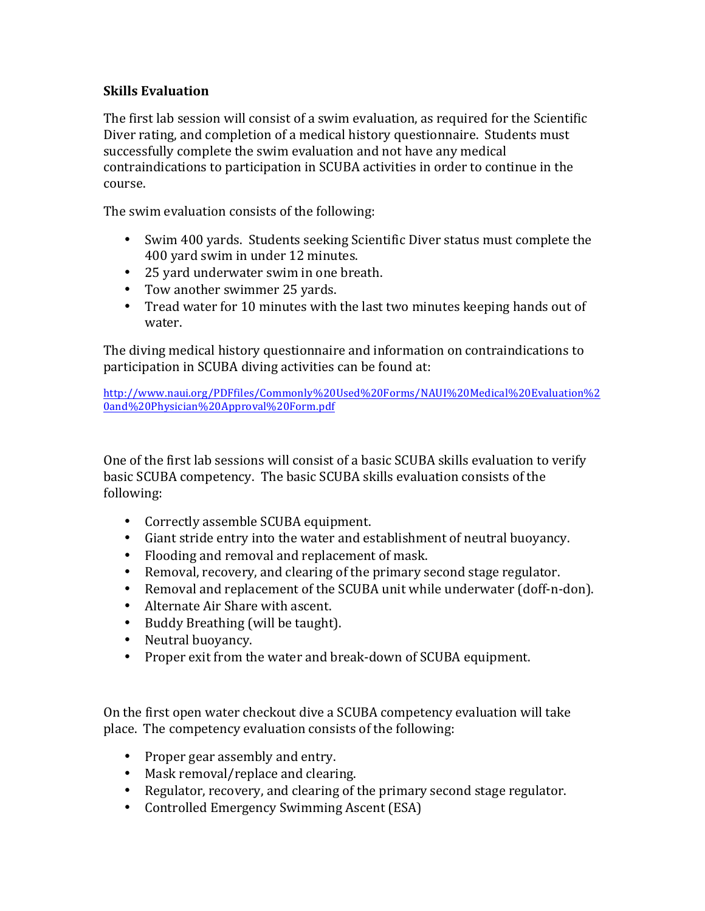**Skills Evaluation**

The first lab session will consist of a swim evaluation, as required for the Scientific Diver rating, and completion of a medical history questionnaire. Students must successfully complete the swim evaluation and not have any medical contraindications to participation in SCUBA activities in order to continue in the course.

The swim evaluation consists of the following:

- Swim 400 yards. Students seeking Scientific Diver status must complete the 400 yard swim in under 12 minutes.
- 25 yard underwater swim in one breath.
- Tow another swimmer 25 yards.
- Tread water for 10 minutes with the last two minutes keeping hands out of water.

The diving medical history questionnaire and information on contraindications to participation in SCUBA diving activities can be found at:

http://www.naui.org/PDFfiles/Commonly%20Used%20Forms/NAUI%20Medical%20Evaluation%20and%20Physician%20Approval%20Form.pdf

One of the first lab sessions will consist of a basic SCUBA skills evaluation to verify basic SCUBA competency. The basic SCUBA skills evaluation consists of the following:

- Correctly assemble SCUBA equipment.
- Giant stride entry into the water and establishment of neutral buoyancy.
- Flooding and removal and replacement of mask.
- Removal, recovery, and clearing of the primary second stage regulator.
- Removal and replacement of the SCUBA unit while underwater (doff-n-don).
- Alternate Air Share with ascent.
- Buddy Breathing (will be taught).
- Neutral buoyancy.
- Proper exit from the water and break-down of SCUBA equipment.

On the first open water checkout dive a SCUBA competency evaluation will take place. The competency evaluation consists of the following:

- Proper gear assembly and entry.
- Mask removal/replace and clearing.
- Regulator, recovery, and clearing of the primary second stage regulator.
- Controlled Emergency Swimming Ascent (ESA)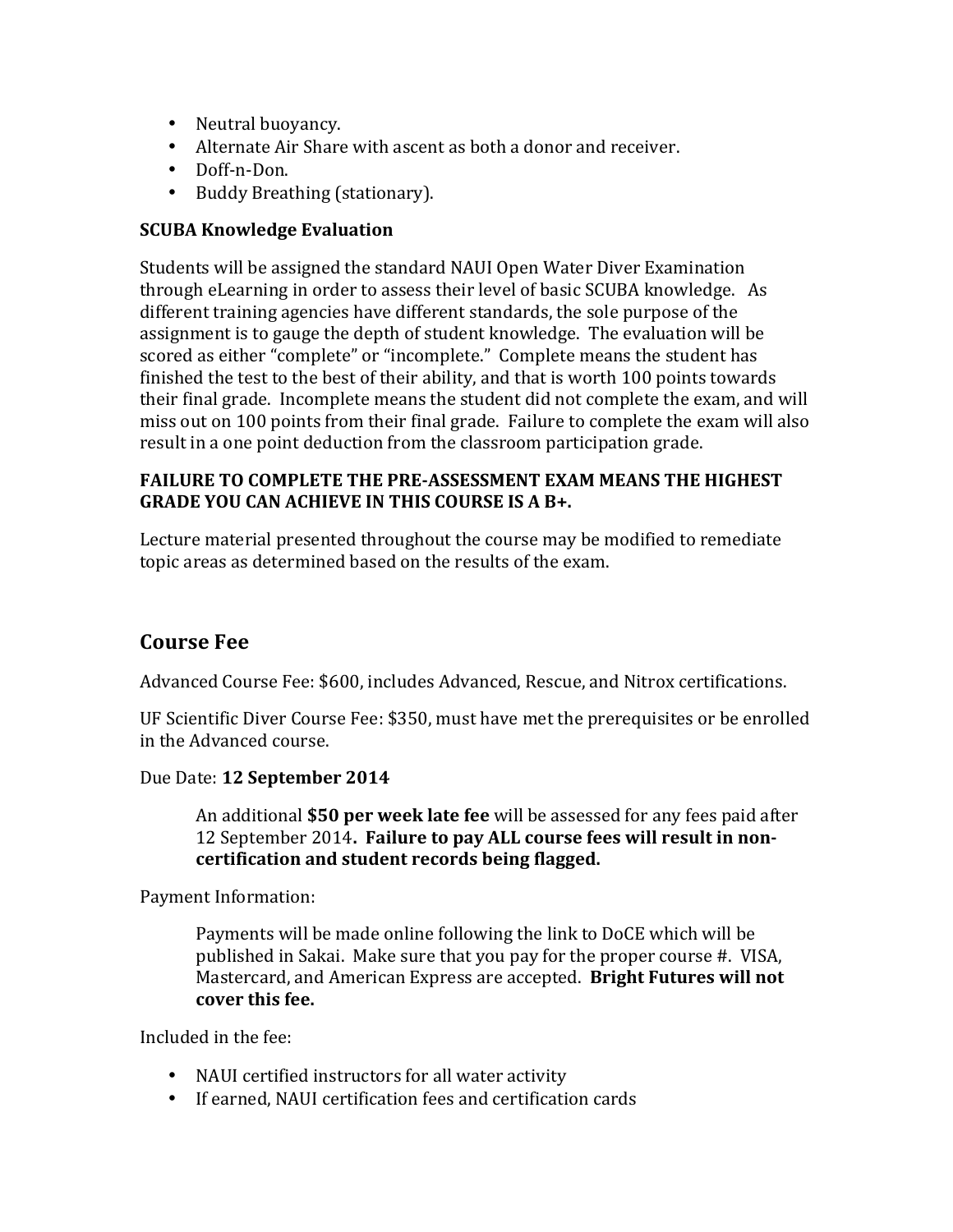- Neutral buoyancy.
- Alternate Air Share with ascent as both a donor and receiver.
- Doff-n-Don.
- Buddy Breathing (stationary).

**SCUBA Knowledge Evaluation**

Students will be assigned the standard NAUI Open Water Diver Examination through eLearning in order to assess their level of basic SCUBA knowledge. As different training agencies have different standards, the sole purpose of the assignment is to gauge the depth of student knowledge. The evaluation will be scored as either "complete" or "incomplete." Complete means the student has finished the test to the best of their ability, and that is worth 100 points towards their final grade. Incomplete means the student did not complete the exam, and will miss out on 100 points from their final grade. Failure to complete the exam will also result in a one point deduction from the classroom participation grade.

**FAILURE TO COMPLETE THE PRE-ASSESSMENT EXAM MEANS THE HIGHEST GRADE YOU CAN ACHIEVE IN THIS COURSE IS A B+.**

Lecture material presented throughout the course may be modified to remediate topic areas as determined based on the results of the exam.

## Course Fee

Advanced Course Fee: $600, includes Advanced, Rescue, and Nitrox certifications.

UF Scientific Diver Course Fee: $350, must have met the prerequisites or be enrolled in the Advanced course.

Due Date: **12 September 2014**

> An additional **$50 per week late fee** will be assessed for any fees paid after 12 September 2014**. Failure to pay ALL course fees will result in non-certification and student records being flagged.**

Payment Information:

> Payments will be made online following the link to DoCE which will be published in Sakai. Make sure that you pay for the proper course #. VISA, Mastercard, and American Express are accepted. **Bright Futures will not cover this fee.**

Included in the fee:

- NAUI certified instructors for all water activity
- If earned, NAUI certification fees and certification cards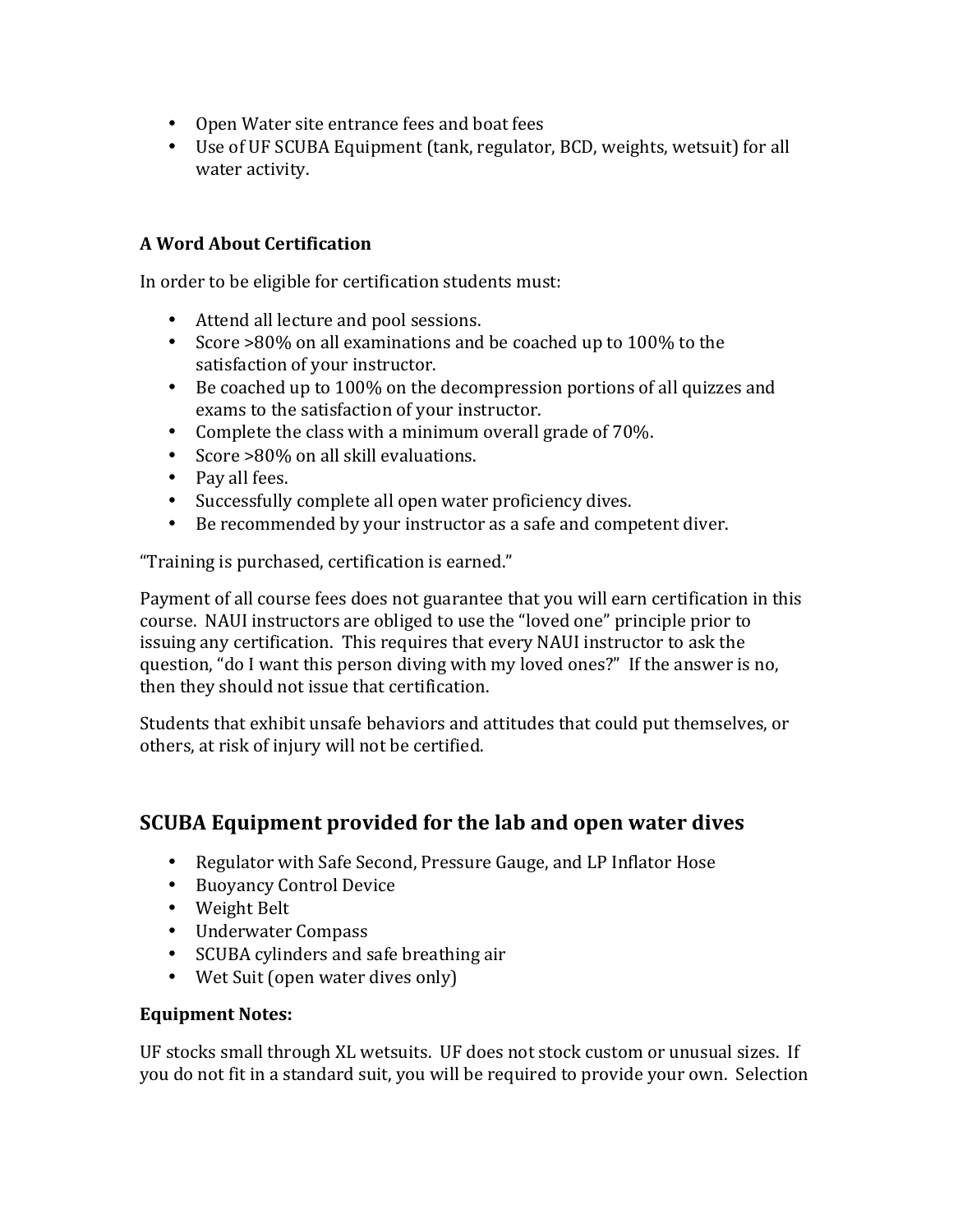- Open Water site entrance fees and boat fees
- Use of UF SCUBA Equipment (tank, regulator, BCD, weights, wetsuit) for all water activity.

**A Word About Certification**

In order to be eligible for certification students must:

- Attend all lecture and pool sessions.
- Score >80% on all examinations and be coached up to 100% to the satisfaction of your instructor.
- Be coached up to 100% on the decompression portions of all quizzes and exams to the satisfaction of your instructor.
- Complete the class with a minimum overall grade of 70%.
- Score >80% on all skill evaluations.
- Pay all fees.
- Successfully complete all open water proficiency dives.
- Be recommended by your instructor as a safe and competent diver.

"Training is purchased, certification is earned."

Payment of all course fees does not guarantee that you will earn certification in this course. NAUI instructors are obliged to use the "loved one" principle prior to issuing any certification. This requires that every NAUI instructor to ask the question, "do I want this person diving with my loved ones?" If the answer is no, then they should not issue that certification.

Students that exhibit unsafe behaviors and attitudes that could put themselves, or others, at risk of injury will not be certified.

## SCUBA Equipment provided for the lab and open water dives

- Regulator with Safe Second, Pressure Gauge, and LP Inflator Hose
- Buoyancy Control Device
- Weight Belt
- Underwater Compass
- SCUBA cylinders and safe breathing air
- Wet Suit (open water dives only)

**Equipment Notes:**

UF stocks small through XL wetsuits. UF does not stock custom or unusual sizes. If you do not fit in a standard suit, you will be required to provide your own. Selection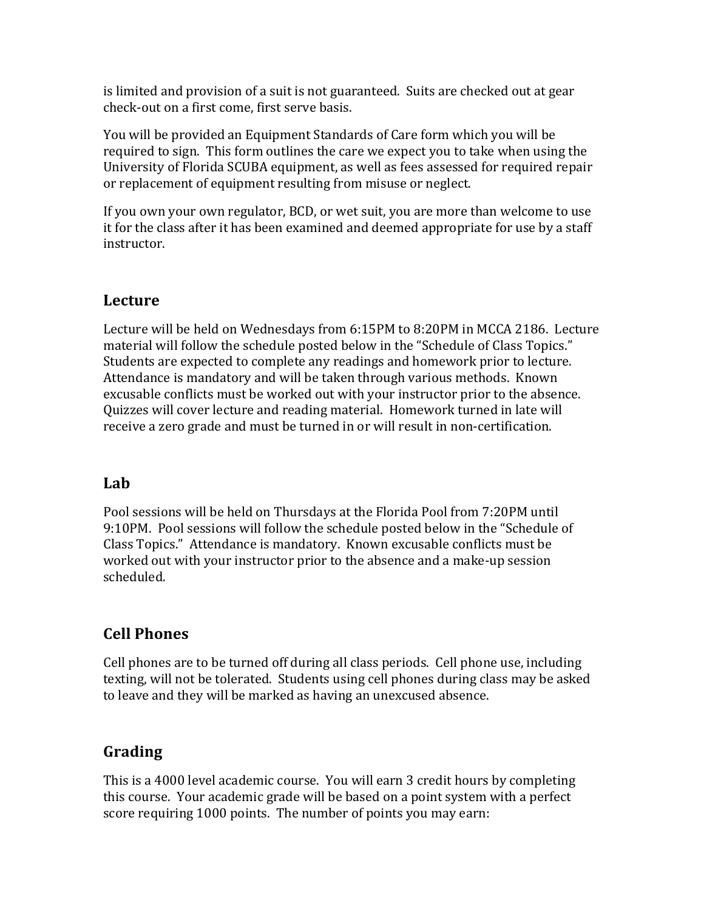is limited and provision of a suit is not guaranteed. Suits are checked out at gear check-out on a first come, first serve basis.

You will be provided an Equipment Standards of Care form which you will be required to sign. This form outlines the care we expect you to take when using the University of Florida SCUBA equipment, as well as fees assessed for required repair or replacement of equipment resulting from misuse or neglect.

If you own your own regulator, BCD, or wet suit, you are more than welcome to use it for the class after it has been examined and deemed appropriate for use by a staff instructor.

## Lecture

Lecture will be held on Wednesdays from 6:15PM to 8:20PM in MCCA 2186. Lecture material will follow the schedule posted below in the "Schedule of Class Topics." Students are expected to complete any readings and homework prior to lecture. Attendance is mandatory and will be taken through various methods. Known excusable conflicts must be worked out with your instructor prior to the absence. Quizzes will cover lecture and reading material. Homework turned in late will receive a zero grade and must be turned in or will result in non-certification.

## Lab

Pool sessions will be held on Thursdays at the Florida Pool from 7:20PM until 9:10PM. Pool sessions will follow the schedule posted below in the "Schedule of Class Topics." Attendance is mandatory. Known excusable conflicts must be worked out with your instructor prior to the absence and a make-up session scheduled.

## Cell Phones

Cell phones are to be turned off during all class periods. Cell phone use, including texting, will not be tolerated. Students using cell phones during class may be asked to leave and they will be marked as having an unexcused absence.

## Grading

This is a 4000 level academic course. You will earn 3 credit hours by completing this course. Your academic grade will be based on a point system with a perfect score requiring 1000 points. The number of points you may earn: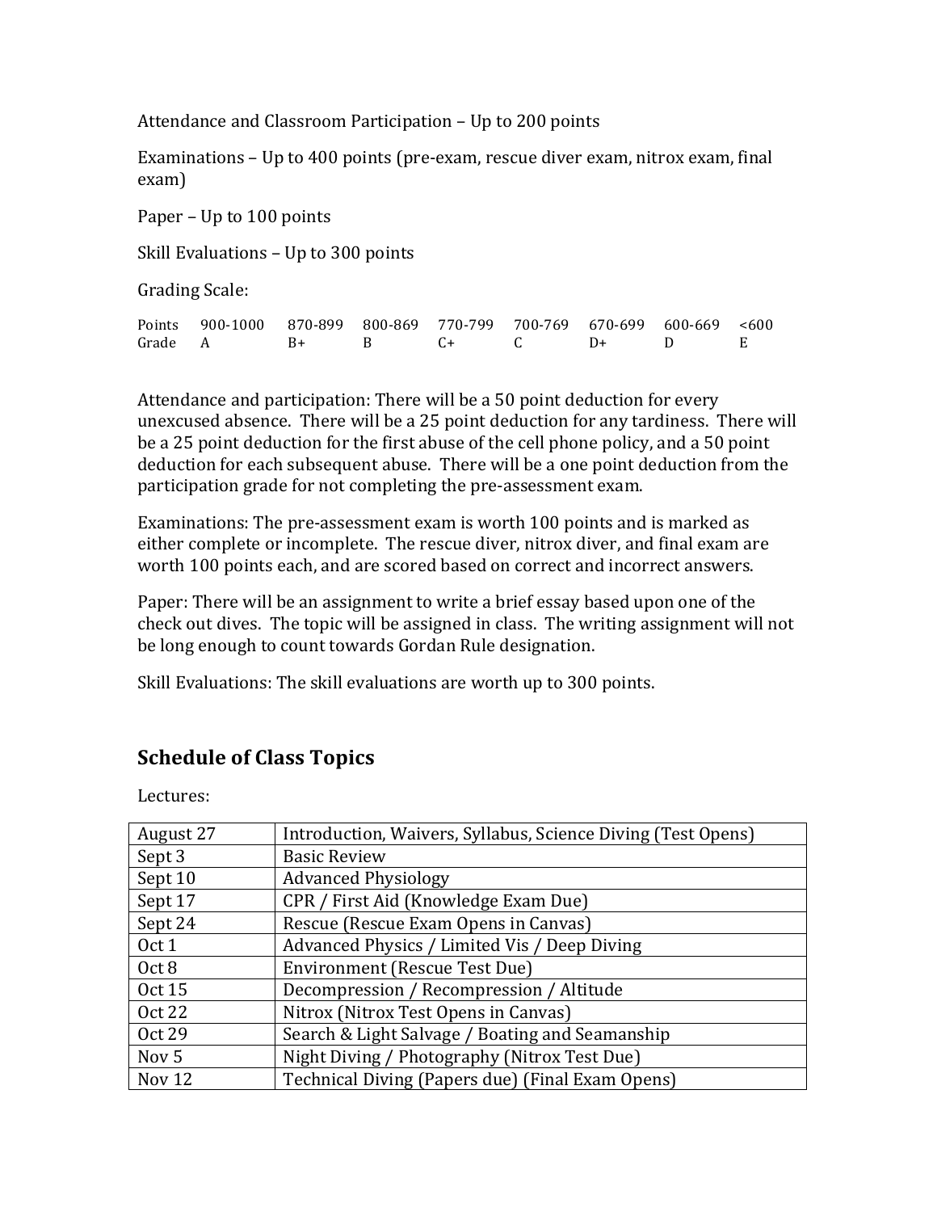Attendance and Classroom Participation – Up to 200 points

Examinations – Up to 400 points (pre-exam, rescue diver exam, nitrox exam, final exam)

Paper – Up to 100 points

Skill Evaluations – Up to 300 points

Grading Scale:

| Points | 900-1000 | 870-899 | 800-869 | 770-799 | 700-769 | 670-699 | 600-669 | <600 |
|---|---|---|---|---|---|---|---|---|
| Grade | A | B+ | B | C+ | C | D+ | D | E |

Attendance and participation: There will be a 50 point deduction for every unexcused absence. There will be a 25 point deduction for any tardiness. There will be a 25 point deduction for the first abuse of the cell phone policy, and a 50 point deduction for each subsequent abuse. There will be a one point deduction from the participation grade for not completing the pre-assessment exam.

Examinations: The pre-assessment exam is worth 100 points and is marked as either complete or incomplete. The rescue diver, nitrox diver, and final exam are worth 100 points each, and are scored based on correct and incorrect answers.

Paper: There will be an assignment to write a brief essay based upon one of the check out dives. The topic will be assigned in class. The writing assignment will not be long enough to count towards Gordan Rule designation.

Skill Evaluations: The skill evaluations are worth up to 300 points.

## Schedule of Class Topics

Lectures:

| | |
|---|---|
| August 27 | Introduction, Waivers, Syllabus, Science Diving (Test Opens) |
| Sept 3 | Basic Review |
| Sept 10 | Advanced Physiology |
| Sept 17 | CPR / First Aid (Knowledge Exam Due) |
| Sept 24 | Rescue (Rescue Exam Opens in Canvas) |
| Oct 1 | Advanced Physics / Limited Vis / Deep Diving |
| Oct 8 | Environment (Rescue Test Due) |
| Oct 15 | Decompression / Recompression / Altitude |
| Oct 22 | Nitrox (Nitrox Test Opens in Canvas) |
| Oct 29 | Search & Light Salvage / Boating and Seamanship |
| Nov 5 | Night Diving / Photography (Nitrox Test Due) |
| Nov 12 | Technical Diving (Papers due) (Final Exam Opens) |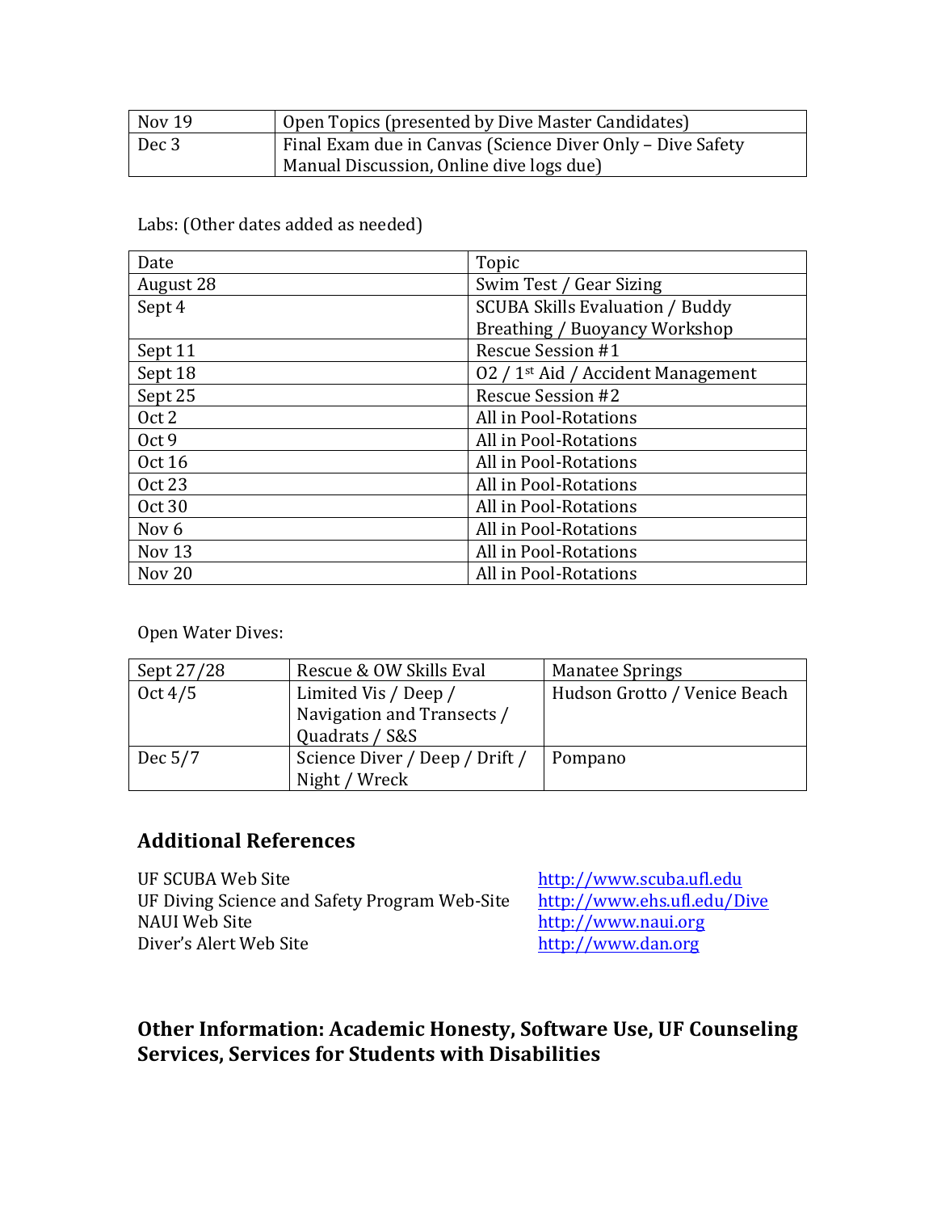| Nov 19 | Open Topics (presented by Dive Master Candidates) |
|---|---|
| Dec 3 | Final Exam due in Canvas (Science Diver Only – Dive Safety Manual Discussion, Online dive logs due) |

Labs: (Other dates added as needed)

| Date | Topic |
|---|---|
| August 28 | Swim Test / Gear Sizing |
| Sept 4 | SCUBA Skills Evaluation / Buddy Breathing / Buoyancy Workshop |
| Sept 11 | Rescue Session #1 |
| Sept 18 | O2 / 1st Aid / Accident Management |
| Sept 25 | Rescue Session #2 |
| Oct 2 | All in Pool-Rotations |
| Oct 9 | All in Pool-Rotations |
| Oct 16 | All in Pool-Rotations |
| Oct 23 | All in Pool-Rotations |
| Oct 30 | All in Pool-Rotations |
| Nov 6 | All in Pool-Rotations |
| Nov 13 | All in Pool-Rotations |
| Nov 20 | All in Pool-Rotations |

Open Water Dives:

| Sept 27/28 | Rescue & OW Skills Eval | Manatee Springs |
|---|---|---|
| Oct 4/5 | Limited Vis / Deep / Navigation and Transects / Quadrats / S&S | Hudson Grotto / Venice Beach |
| Dec 5/7 | Science Diver / Deep / Drift / Night / Wreck | Pompano |

## Additional References

| | |
|---|---|
| UF SCUBA Web Site | http://www.scuba.ufl.edu |
| UF Diving Science and Safety Program Web-Site | http://www.ehs.ufl.edu/Dive |
| NAUI Web Site | http://www.naui.org |
| Diver's Alert Web Site | http://www.dan.org |

## Other Information: Academic Honesty, Software Use, UF Counseling Services, Services for Students with Disabilities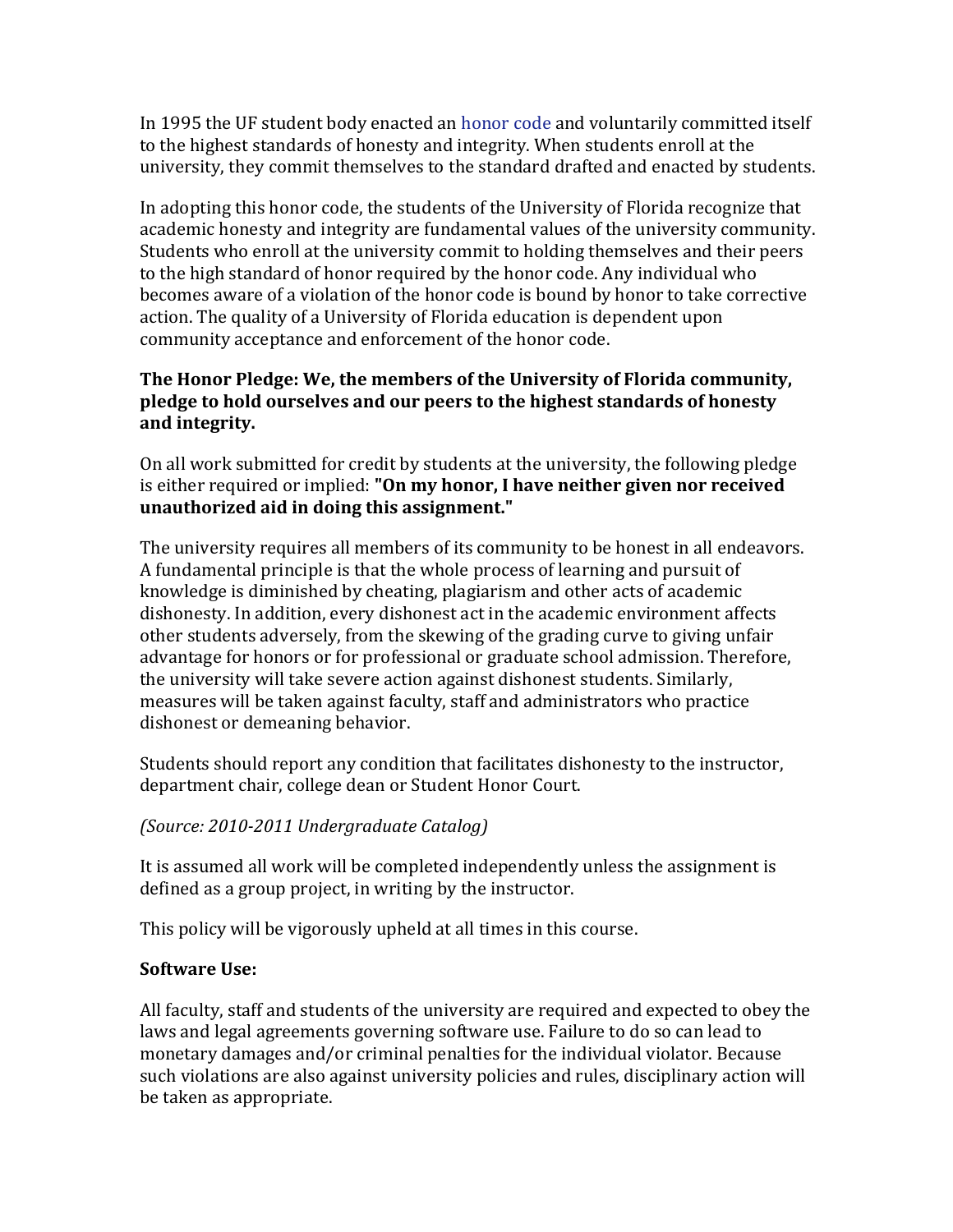In 1995 the UF student body enacted an honor code and voluntarily committed itself to the highest standards of honesty and integrity. When students enroll at the university, they commit themselves to the standard drafted and enacted by students.

In adopting this honor code, the students of the University of Florida recognize that academic honesty and integrity are fundamental values of the university community. Students who enroll at the university commit to holding themselves and their peers to the high standard of honor required by the honor code. Any individual who becomes aware of a violation of the honor code is bound by honor to take corrective action. The quality of a University of Florida education is dependent upon community acceptance and enforcement of the honor code.

**The Honor Pledge: We, the members of the University of Florida community, pledge to hold ourselves and our peers to the highest standards of honesty and integrity.**

On all work submitted for credit by students at the university, the following pledge is either required or implied: **"On my honor, I have neither given nor received unauthorized aid in doing this assignment."**

The university requires all members of its community to be honest in all endeavors. A fundamental principle is that the whole process of learning and pursuit of knowledge is diminished by cheating, plagiarism and other acts of academic dishonesty. In addition, every dishonest act in the academic environment affects other students adversely, from the skewing of the grading curve to giving unfair advantage for honors or for professional or graduate school admission. Therefore, the university will take severe action against dishonest students. Similarly, measures will be taken against faculty, staff and administrators who practice dishonest or demeaning behavior.

Students should report any condition that facilitates dishonesty to the instructor, department chair, college dean or Student Honor Court.

*(Source: 2010-2011 Undergraduate Catalog)*

It is assumed all work will be completed independently unless the assignment is defined as a group project, in writing by the instructor.

This policy will be vigorously upheld at all times in this course.

**Software Use:**

All faculty, staff and students of the university are required and expected to obey the laws and legal agreements governing software use. Failure to do so can lead to monetary damages and/or criminal penalties for the individual violator. Because such violations are also against university policies and rules, disciplinary action will be taken as appropriate.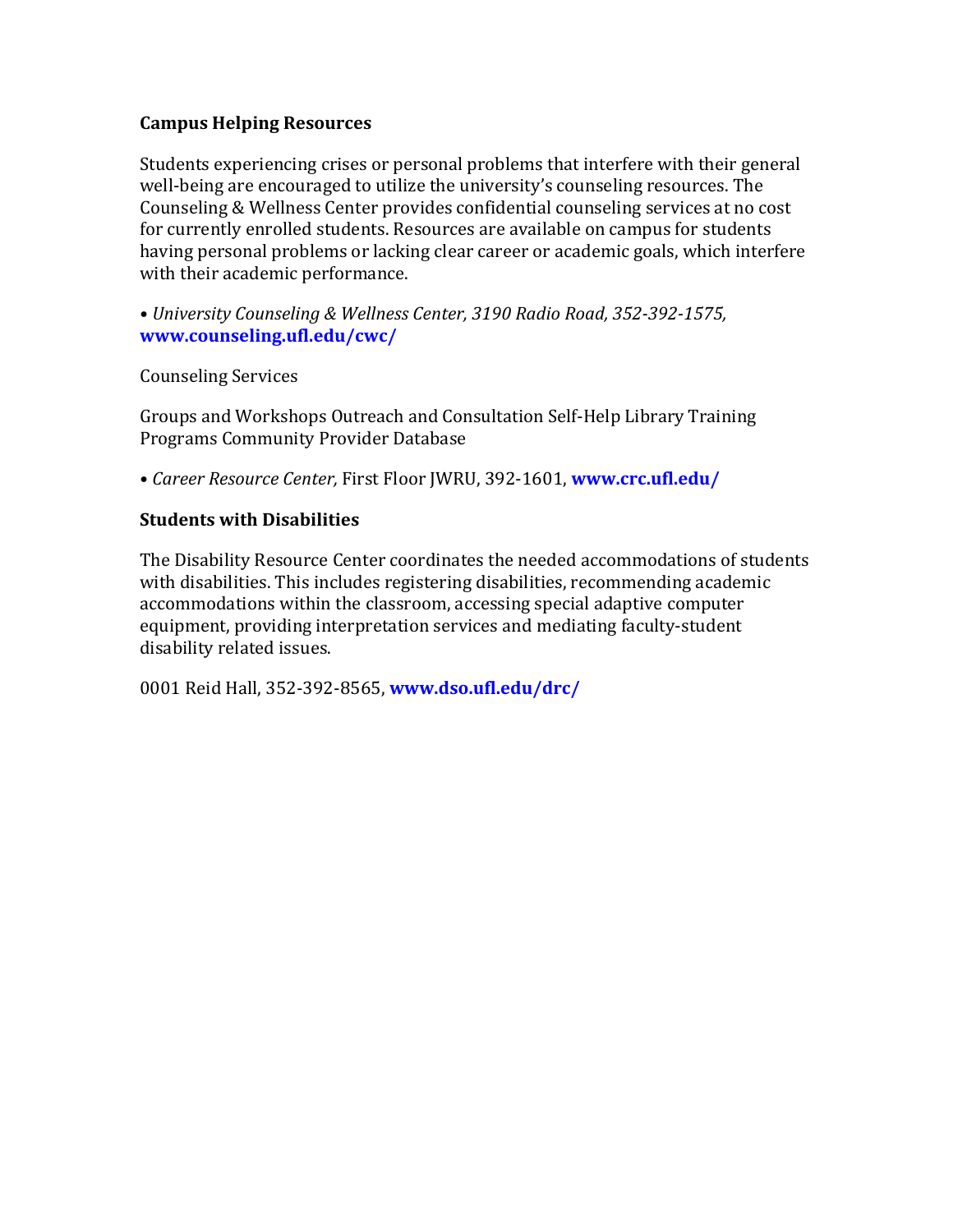**Campus Helping Resources**

Students experiencing crises or personal problems that interfere with their general well-being are encouraged to utilize the university's counseling resources. The Counseling & Wellness Center provides confidential counseling services at no cost for currently enrolled students. Resources are available on campus for students having personal problems or lacking clear career or academic goals, which interfere with their academic performance.

• *University Counseling & Wellness Center, 3190 Radio Road, 352-392-1575,* **www.counseling.ufl.edu/cwc/**

Counseling Services

Groups and Workshops Outreach and Consultation Self-Help Library Training Programs Community Provider Database

• *Career Resource Center,* First Floor JWRU, 392-1601, **www.crc.ufl.edu/**

**Students with Disabilities**

The Disability Resource Center coordinates the needed accommodations of students with disabilities. This includes registering disabilities, recommending academic accommodations within the classroom, accessing special adaptive computer equipment, providing interpretation services and mediating faculty-student disability related issues.

0001 Reid Hall, 352-392-8565, **www.dso.ufl.edu/drc/**